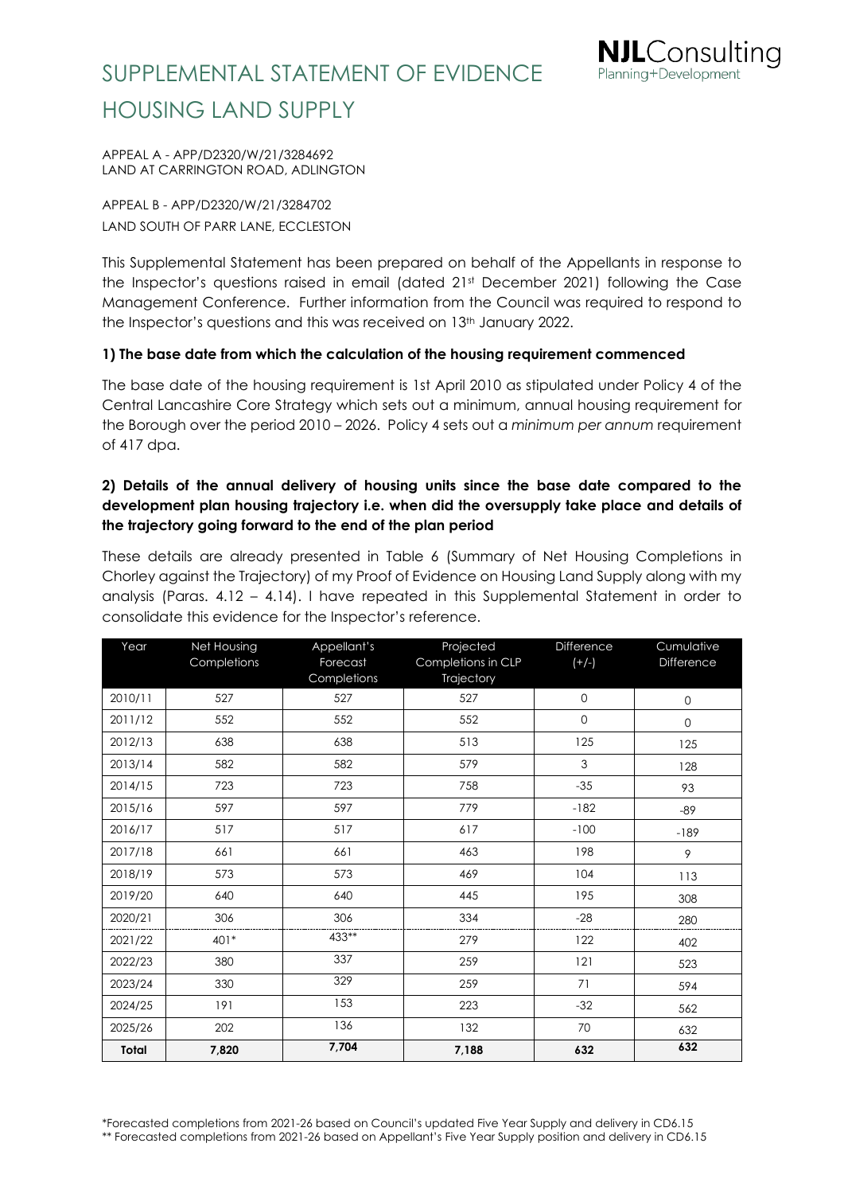# SUPPLEMENTAL STATEMENT OF EVIDENCE HOUSING LAND SUPPLY

NJLConsulting Planning+Development

APPEAL A - APP/D2320/W/21/3284692
LAND AT CARRINGTON ROAD, ADLINGTON

APPEAL B - APP/D2320/W/21/3284702
LAND SOUTH OF PARR LANE, ECCLESTON

This Supplemental Statement has been prepared on behalf of the Appellants in response to the Inspector's questions raised in email (dated 21st December 2021) following the Case Management Conference. Further information from the Council was required to respond to the Inspector's questions and this was received on 13th January 2022.

**1) The base date from which the calculation of the housing requirement commenced**

The base date of the housing requirement is 1st April 2010 as stipulated under Policy 4 of the Central Lancashire Core Strategy which sets out a minimum, annual housing requirement for the Borough over the period 2010 – 2026. Policy 4 sets out a *minimum per annum* requirement of 417 dpa.

**2) Details of the annual delivery of housing units since the base date compared to the development plan housing trajectory i.e. when did the oversupply take place and details of the trajectory going forward to the end of the plan period**

These details are already presented in Table 6 (Summary of Net Housing Completions in Chorley against the Trajectory) of my Proof of Evidence on Housing Land Supply along with my analysis (Paras. 4.12 – 4.14). I have repeated in this Supplemental Statement in order to consolidate this evidence for the Inspector's reference.

| Year | Net Housing Completions | Appellant's Forecast Completions | Projected Completions in CLP Trajectory | Difference (+/-) | Cumulative Difference |
|---|---|---|---|---|---|
| 2010/11 | 527 | 527 | 527 | 0 | 0 |
| 2011/12 | 552 | 552 | 552 | 0 | 0 |
| 2012/13 | 638 | 638 | 513 | 125 | 125 |
| 2013/14 | 582 | 582 | 579 | 3 | 128 |
| 2014/15 | 723 | 723 | 758 | -35 | 93 |
| 2015/16 | 597 | 597 | 779 | -182 | -89 |
| 2016/17 | 517 | 517 | 617 | -100 | -189 |
| 2017/18 | 661 | 661 | 463 | 198 | 9 |
| 2018/19 | 573 | 573 | 469 | 104 | 113 |
| 2019/20 | 640 | 640 | 445 | 195 | 308 |
| 2020/21 | 306 | 306 | 334 | -28 | 280 |
| 2021/22 | 401* | 433** | 279 | 122 | 402 |
| 2022/23 | 380 | 337 | 259 | 121 | 523 |
| 2023/24 | 330 | 329 | 259 | 71 | 594 |
| 2024/25 | 191 | 153 | 223 | -32 | 562 |
| 2025/26 | 202 | 136 | 132 | 70 | 632 |
| **Total** | **7,820** | **7,704** | **7,188** | **632** | **632** |

*Forecasted completions from 2021-26 based on Council's updated Five Year Supply and delivery in CD6.15
** Forecasted completions from 2021-26 based on Appellant's Five Year Supply position and delivery in CD6.15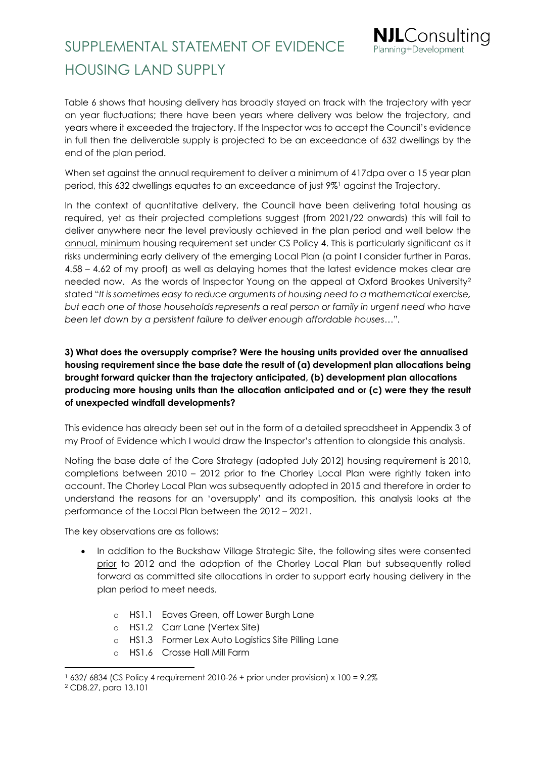Table 6 shows that housing delivery has broadly stayed on track with the trajectory with year on year fluctuations; there have been years where delivery was below the trajectory, and years where it exceeded the trajectory. If the Inspector was to accept the Council's evidence in full then the deliverable supply is projected to be an exceedance of 632 dwellings by the end of the plan period.

When set against the annual requirement to deliver a minimum of 417dpa over a 15 year plan period, this 632 dwellings equates to an exceedance of just 9%[1] against the Trajectory.

In the context of quantitative delivery, the Council have been delivering total housing as required, yet as their projected completions suggest (from 2021/22 onwards) this will fail to deliver anywhere near the level previously achieved in the plan period and well below the <u>annual, minimum</u> housing requirement set under CS Policy 4. This is particularly significant as it risks undermining early delivery of the emerging Local Plan (a point I consider further in Paras. 4.58 – 4.62 of my proof) as well as delaying homes that the latest evidence makes clear are needed now. As the words of Inspector Young on the appeal at Oxford Brookes University[2] stated "*It is sometimes easy to reduce arguments of housing need to a mathematical exercise, but each one of those households represents a real person or family in urgent need who have been let down by a persistent failure to deliver enough affordable houses…*".

**3) What does the oversupply comprise? Were the housing units provided over the annualised housing requirement since the base date the result of (a) development plan allocations being brought forward quicker than the trajectory anticipated, (b) development plan allocations producing more housing units than the allocation anticipated and or (c) were they the result of unexpected windfall developments?**

This evidence has already been set out in the form of a detailed spreadsheet in Appendix 3 of my Proof of Evidence which I would draw the Inspector's attention to alongside this analysis.

Noting the base date of the Core Strategy (adopted July 2012) housing requirement is 2010, completions between 2010 – 2012 prior to the Chorley Local Plan were rightly taken into account. The Chorley Local Plan was subsequently adopted in 2015 and therefore in order to understand the reasons for an 'oversupply' and its composition, this analysis looks at the performance of the Local Plan between the 2012 – 2021.

The key observations are as follows:

- In addition to the Buckshaw Village Strategic Site, the following sites were consented <u>prior</u> to 2012 and the adoption of the Chorley Local Plan but subsequently rolled forward as committed site allocations in order to support early housing delivery in the plan period to meet needs.
  - HS1.1 Eaves Green, off Lower Burgh Lane
  - HS1.2 Carr Lane (Vertex Site)
  - HS1.3 Former Lex Auto Logistics Site Pilling Lane
  - HS1.6 Crosse Hall Mill Farm

---

[1] 632/ 6834 (CS Policy 4 requirement 2010-26 + prior under provision) x 100 = 9.2%

[2] CD8.27, para 13.101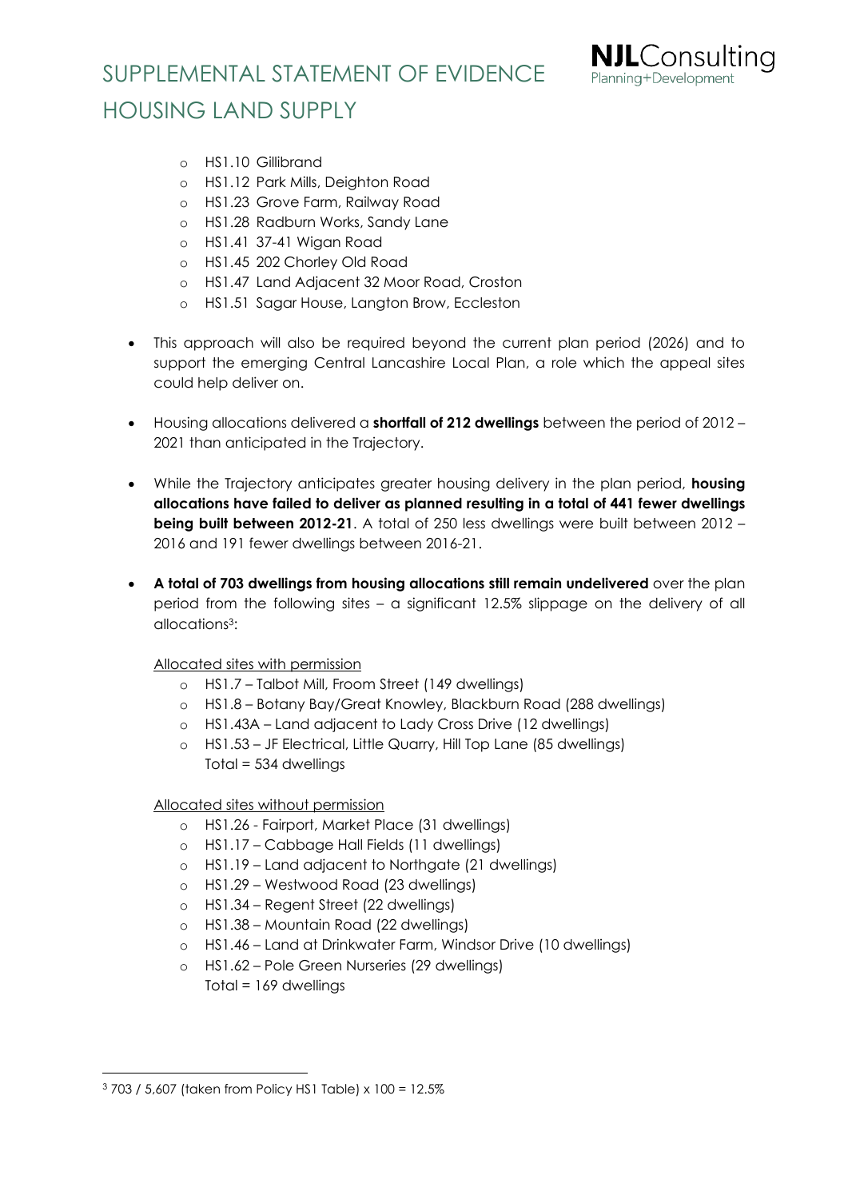- HS1.10 Gillibrand
  - HS1.12 Park Mills, Deighton Road
  - HS1.23 Grove Farm, Railway Road
  - HS1.28 Radburn Works, Sandy Lane
  - HS1.41 37-41 Wigan Road
  - HS1.45 202 Chorley Old Road
  - HS1.47 Land Adjacent 32 Moor Road, Croston
  - HS1.51 Sagar House, Langton Brow, Eccleston

- This approach will also be required beyond the current plan period (2026) and to support the emerging Central Lancashire Local Plan, a role which the appeal sites could help deliver on.

- Housing allocations delivered a **shortfall of 212 dwellings** between the period of 2012 – 2021 than anticipated in the Trajectory.

- While the Trajectory anticipates greater housing delivery in the plan period, **housing allocations have failed to deliver as planned resulting in a total of 441 fewer dwellings being built between 2012-21**. A total of 250 less dwellings were built between 2012 – 2016 and 191 fewer dwellings between 2016-21.

- **A total of 703 dwellings from housing allocations still remain undelivered** over the plan period from the following sites – a significant 12.5% slippage on the delivery of all allocations[3]:

  Allocated sites with permission
  - HS1.7 – Talbot Mill, Froom Street (149 dwellings)
  - HS1.8 – Botany Bay/Great Knowley, Blackburn Road (288 dwellings)
  - HS1.43A – Land adjacent to Lady Cross Drive (12 dwellings)
  - HS1.53 – JF Electrical, Little Quarry, Hill Top Lane (85 dwellings)

  Total = 534 dwellings

  Allocated sites without permission
  - HS1.26 - Fairport, Market Place (31 dwellings)
  - HS1.17 – Cabbage Hall Fields (11 dwellings)
  - HS1.19 – Land adjacent to Northgate (21 dwellings)
  - HS1.29 – Westwood Road (23 dwellings)
  - HS1.34 – Regent Street (22 dwellings)
  - HS1.38 – Mountain Road (22 dwellings)
  - HS1.46 – Land at Drinkwater Farm, Windsor Drive (10 dwellings)
  - HS1.62 – Pole Green Nurseries (29 dwellings)

  Total = 169 dwellings

[3] 703 / 5,607 (taken from Policy HS1 Table) x 100 = 12.5%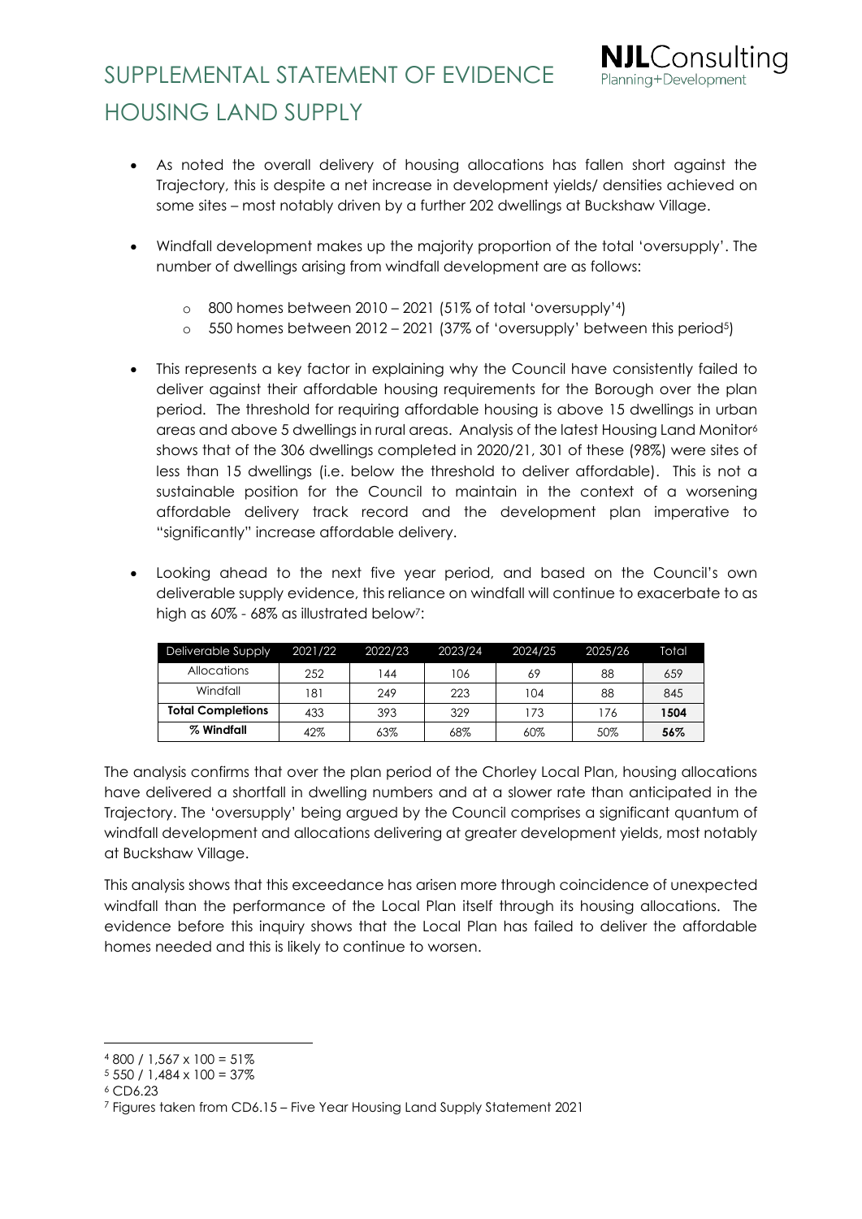- As noted the overall delivery of housing allocations has fallen short against the Trajectory, this is despite a net increase in development yields/ densities achieved on some sites – most notably driven by a further 202 dwellings at Buckshaw Village.

- Windfall development makes up the majority proportion of the total 'oversupply'. The number of dwellings arising from windfall development are as follows:

  - 800 homes between 2010 – 2021 (51% of total 'oversupply'[4])
  - 550 homes between 2012 – 2021 (37% of 'oversupply' between this period[5])

- This represents a key factor in explaining why the Council have consistently failed to deliver against their affordable housing requirements for the Borough over the plan period. The threshold for requiring affordable housing is above 15 dwellings in urban areas and above 5 dwellings in rural areas. Analysis of the latest Housing Land Monitor[6] shows that of the 306 dwellings completed in 2020/21, 301 of these (98%) were sites of less than 15 dwellings (i.e. below the threshold to deliver affordable). This is not a sustainable position for the Council to maintain in the context of a worsening affordable delivery track record and the development plan imperative to "significantly" increase affordable delivery.

- Looking ahead to the next five year period, and based on the Council's own deliverable supply evidence, this reliance on windfall will continue to exacerbate to as high as 60% - 68% as illustrated below[7]:

| Deliverable Supply | 2021/22 | 2022/23 | 2023/24 | 2024/25 | 2025/26 | Total |
|---|---|---|---|---|---|---|
| Allocations | 252 | 144 | 106 | 69 | 88 | 659 |
| Windfall | 181 | 249 | 223 | 104 | 88 | 845 |
| **Total Completions** | 433 | 393 | 329 | 173 | 176 | **1504** |
| **% Windfall** | 42% | 63% | 68% | 60% | 50% | **56%** |

The analysis confirms that over the plan period of the Chorley Local Plan, housing allocations have delivered a shortfall in dwelling numbers and at a slower rate than anticipated in the Trajectory. The 'oversupply' being argued by the Council comprises a significant quantum of windfall development and allocations delivering at greater development yields, most notably at Buckshaw Village.

This analysis shows that this exceedance has arisen more through coincidence of unexpected windfall than the performance of the Local Plan itself through its housing allocations. The evidence before this inquiry shows that the Local Plan has failed to deliver the affordable homes needed and this is likely to continue to worsen.

---

[4] 800 / 1,567 x 100 = 51%

[5] 550 / 1,484 x 100 = 37%

[6] CD6.23

[7] Figures taken from CD6.15 – Five Year Housing Land Supply Statement 2021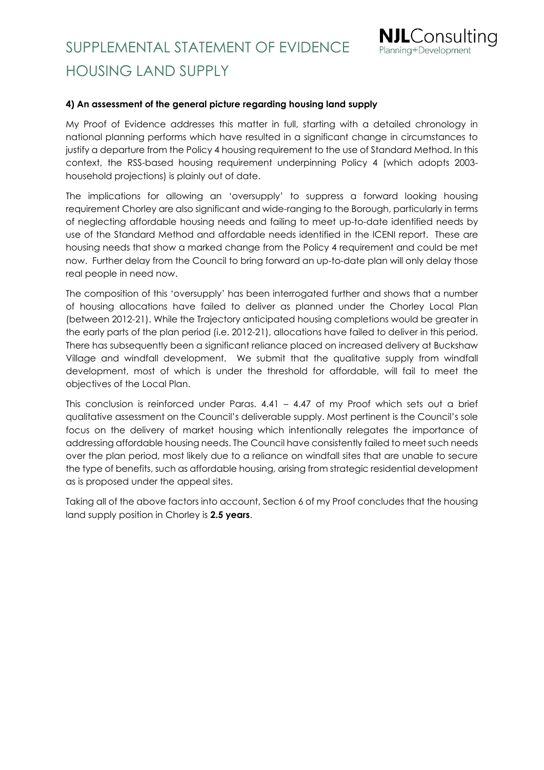#### 4) An assessment of the general picture regarding housing land supply

My Proof of Evidence addresses this matter in full, starting with a detailed chronology in national planning performs which have resulted in a significant change in circumstances to justify a departure from the Policy 4 housing requirement to the use of Standard Method. In this context, the RSS-based housing requirement underpinning Policy 4 (which adopts 2003-household projections) is plainly out of date.

The implications for allowing an 'oversupply' to suppress a forward looking housing requirement Chorley are also significant and wide-ranging to the Borough, particularly in terms of neglecting affordable housing needs and failing to meet up-to-date identified needs by use of the Standard Method and affordable needs identified in the ICENI report. These are housing needs that show a marked change from the Policy 4 requirement and could be met now. Further delay from the Council to bring forward an up-to-date plan will only delay those real people in need now.

The composition of this 'oversupply' has been interrogated further and shows that a number of housing allocations have failed to deliver as planned under the Chorley Local Plan (between 2012-21). While the Trajectory anticipated housing completions would be greater in the early parts of the plan period (i.e. 2012-21), allocations have failed to deliver in this period. There has subsequently been a significant reliance placed on increased delivery at Buckshaw Village and windfall development. We submit that the qualitative supply from windfall development, most of which is under the threshold for affordable, will fail to meet the objectives of the Local Plan.

This conclusion is reinforced under Paras. 4.41 – 4.47 of my Proof which sets out a brief qualitative assessment on the Council's deliverable supply. Most pertinent is the Council's sole focus on the delivery of market housing which intentionally relegates the importance of addressing affordable housing needs. The Council have consistently failed to meet such needs over the plan period, most likely due to a reliance on windfall sites that are unable to secure the type of benefits, such as affordable housing, arising from strategic residential development as is proposed under the appeal sites.

Taking all of the above factors into account, Section 6 of my Proof concludes that the housing land supply position in Chorley is **2.5 years**.